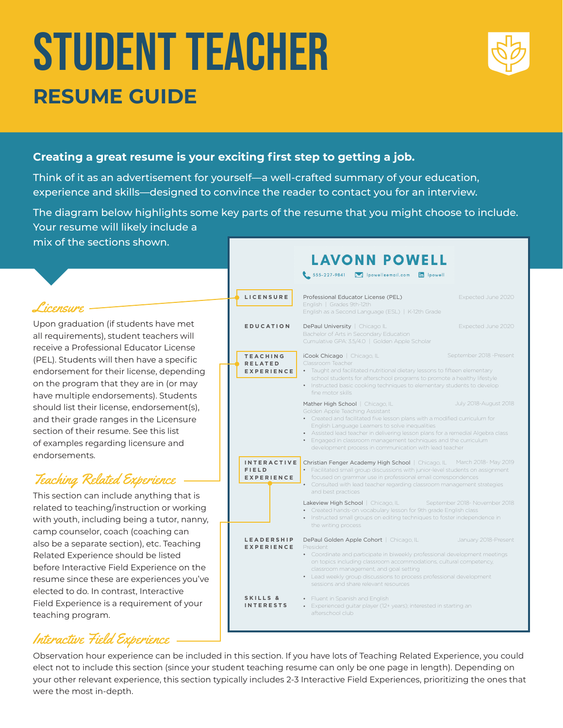# STUDENT TEACHER

## RESUME GUIDE

**Creating a great resume is your exciting first step to getting a job.**

Think of it as an advertisement for yourself—a well-crafted summary of your education, experience and skills—designed to convince the reader to contact you for an interview.

The diagram below highlights some key parts of the resume that you might choose to include. Your resume will likely include a mix of the sections shown.

### Licensure

Upon graduation (if students have met all requirements), student teachers will receive a Professional Educator License (PEL). Students will then have a specific endorsement for their license, depending on the program that they are in (or may have multiple endorsements). Students should list their license, endorsement(s), and their grade ranges in the Licensure section of their resume. See this list of examples regarding licensure and endorsements.

### Teaching Related Experience

This section can include anything that is related to teaching/instruction or working with youth, including being a tutor, nanny, camp counselor, coach (coaching can also be a separate section), etc. Teaching Related Experience should be listed before Interactive Field Experience on the resume since these are experiences you've elected to do. In contrast, Interactive Field Experience is a requirement of your teaching program.

### Interactive Field Experience

Observation hour experience can be included in this section. If you have lots of Teaching Related Experience, you could elect not to include this section (since your student teaching resume can only be one page in length). Depending on your other relevant experience, this section typically includes 2-3 Interactive Field Experiences, prioritizing the ones that were the most in-depth.

---

**LAVONN POWELL**

555-227-9841 | lpowell@email.com | lpowell

**LICENSURE**

Professional Educator License (PEL) — Expected June 2020
English | Grades 9th-12th
English as a Second Language (ESL) | K-12th Grade

**EDUCATION**

DePaul University | Chicago IL — Expected June 2020
Bachelor of Arts in Secondary Education
Cumulative GPA: 3.5/4.0 | Golden Apple Scholar

**TEACHING RELATED EXPERIENCE**

iCook Chicago | Chicago, IL — September 2018 -Present
Classroom Teacher
- Taught and facilitated nutritional dietary lessons to fifteen elementary school students for afterschool programs to promote a healthy lifestyle
- Instructed basic cooking techniques to elementary students to develop fine motor skills

Mather High School | Chicago, IL — July 2018-August 2018
Golden Apple Teaching Assistant
- Created and facilitated five lesson plans with a modified curriculum for English Language Learners to solve inequalities
- Assisted lead teacher in delivering lesson plans for a remedial Algebra class
- Engaged in classroom management techniques and the curriculum development process in communication with lead teacher

**INTERACTIVE FIELD EXPERIENCE**

Christian Fenger Academy High School | Chicago, IL — March 2018- May 2019
- Facilitated small group discussions with junior-level students on assignment focused on grammar use in professional email correspondences
- Consulted with lead teacher regarding classroom management strategies and best practices

Lakeview High School | Chicago, IL — September 2018- November 2018
- Created hands-on vocabulary lesson for 9th grade English class
- Instructed small groups on editing techniques to foster independence in the writing process

**LEADERSHIP EXPERIENCE**

DePaul Golden Apple Cohort | Chicago, IL — January 2018-Present
President
- Coordinate and participate in biweekly professional development meetings on topics including classroom accommodations, cultural competency, classroom management, and goal setting
- Lead weekly group discussions to process professional development sessions and share relevant resources

**SKILLS & INTERESTS**

- Fluent in Spanish and English
- Experienced guitar player (12+ years); interested in starting an afterschool club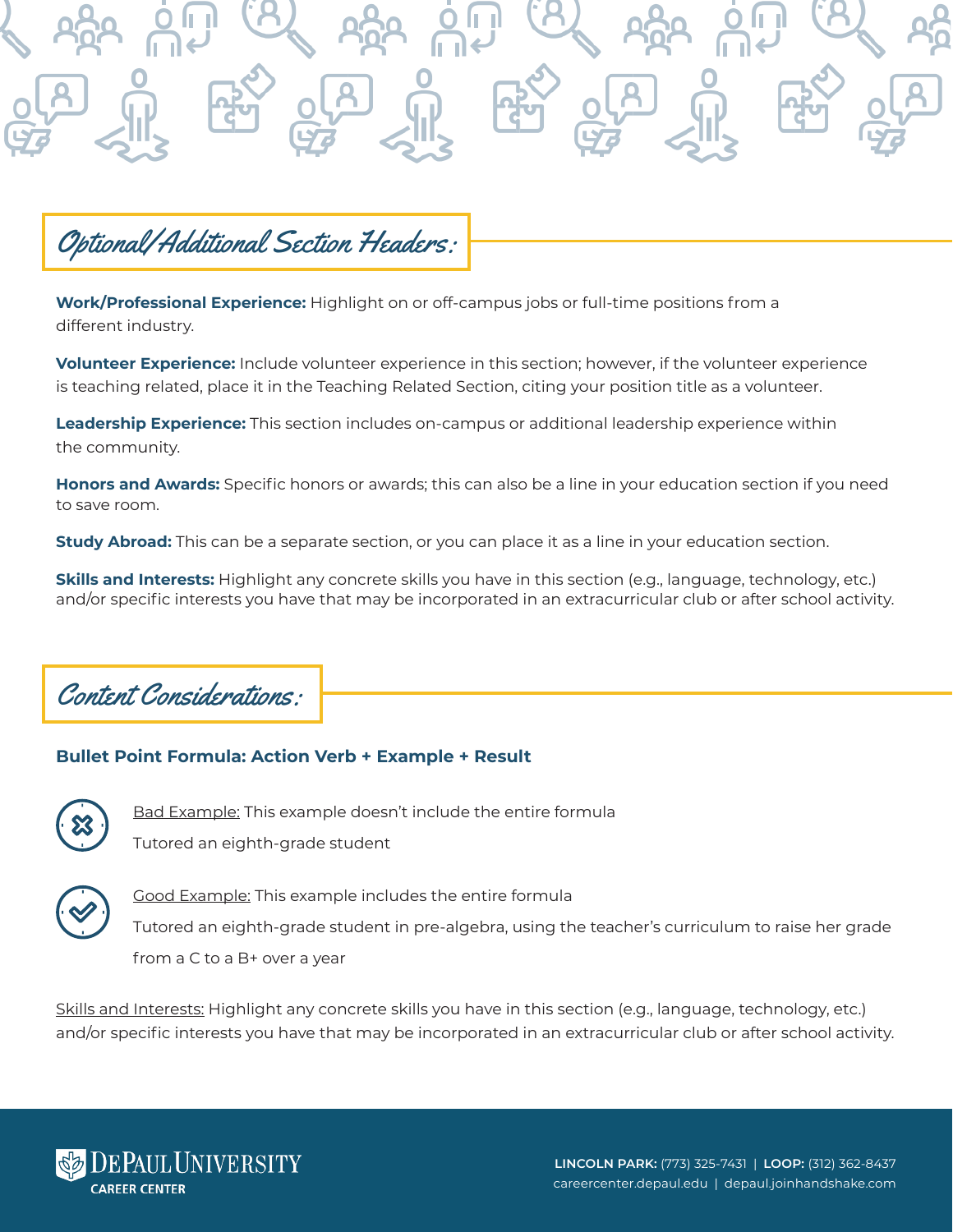## Optional/Additional Section Headers:

**Work/Professional Experience:** Highlight on or off-campus jobs or full-time positions from a different industry.

**Volunteer Experience:** Include volunteer experience in this section; however, if the volunteer experience is teaching related, place it in the Teaching Related Section, citing your position title as a volunteer.

**Leadership Experience:** This section includes on-campus or additional leadership experience within the community.

**Honors and Awards:** Specific honors or awards; this can also be a line in your education section if you need to save room.

**Study Abroad:** This can be a separate section, or you can place it as a line in your education section.

**Skills and Interests:** Highlight any concrete skills you have in this section (e.g., language, technology, etc.) and/or specific interests you have that may be incorporated in an extracurricular club or after school activity.

## Content Considerations:

**Bullet Point Formula: Action Verb + Example + Result**

Bad Example: This example doesn't include the entire formula

Tutored an eighth-grade student

Good Example: This example includes the entire formula

Tutored an eighth-grade student in pre-algebra, using the teacher's curriculum to raise her grade from a C to a B+ over a year

Skills and Interests: Highlight any concrete skills you have in this section (e.g., language, technology, etc.) and/or specific interests you have that may be incorporated in an extracurricular club or after school activity.

DePaul University Career Center

**LINCOLN PARK:** (773) 325-7431 | **LOOP:** (312) 362-8437
careercenter.depaul.edu | depaul.joinhandshake.com